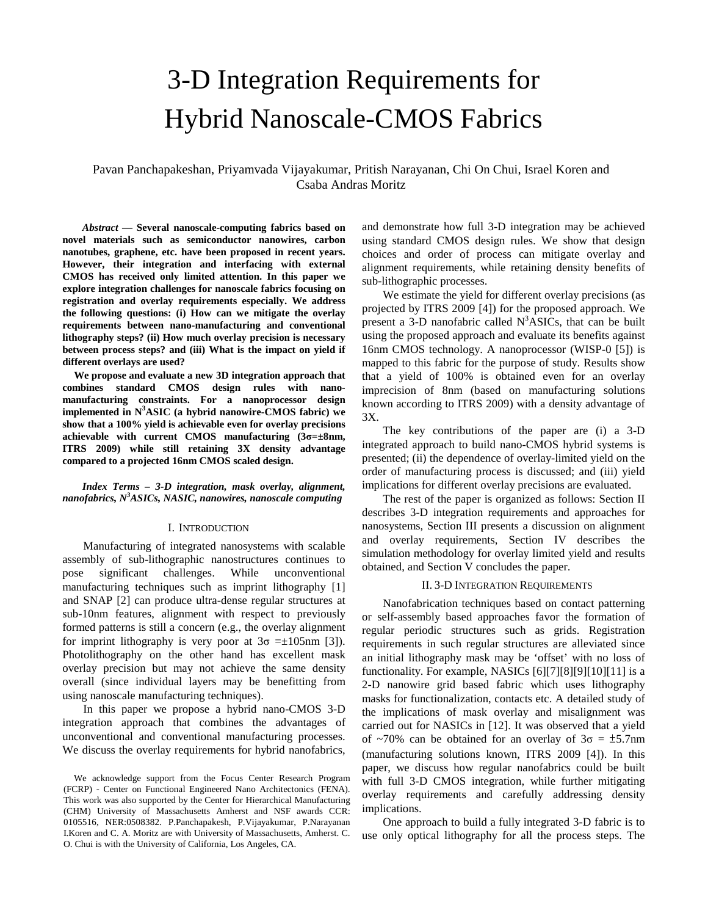# 3-D Integration Requirements for Hybrid Nanoscale-CMOS Fabrics

Pavan Panchapakeshan, Priyamvada Vijayakumar, Pritish Narayanan, Chi On Chui, Israel Koren and Csaba Andras Moritz

***Abstract* — Several nanoscale-computing fabrics based on novel materials such as semiconductor nanowires, carbon nanotubes, graphene, etc. have been proposed in recent years. However, their integration and interfacing with external CMOS has received only limited attention. In this paper we explore integration challenges for nanoscale fabrics focusing on registration and overlay requirements especially. We address the following questions: (i) How can we mitigate the overlay requirements between nano-manufacturing and conventional lithography steps? (ii) How much overlay precision is necessary between process steps? and (iii) What is the impact on yield if different overlays are used?**

**We propose and evaluate a new 3D integration approach that combines standard CMOS design rules with nano-manufacturing constraints. For a nanoprocessor design implemented in $N^3$ASIC (a hybrid nanowire-CMOS fabric) we show that a 100% yield is achievable even for overlay precisions achievable with current CMOS manufacturing (3σ=±8nm, ITRS 2009) while still retaining 3X density advantage compared to a projected 16nm CMOS scaled design.**

***Index Terms – 3-D integration, mask overlay, alignment, nanofabrics, $N^3$ASICs, NASIC, nanowires, nanoscale computing***

## I. Introduction

Manufacturing of integrated nanosystems with scalable assembly of sub-lithographic nanostructures continues to pose significant challenges. While unconventional manufacturing techniques such as imprint lithography [1] and SNAP [2] can produce ultra-dense regular structures at sub-10nm features, alignment with respect to previously formed patterns is still a concern (e.g., the overlay alignment for imprint lithography is very poor at 3σ =±105nm [3]). Photolithography on the other hand has excellent mask overlay precision but may not achieve the same density overall (since individual layers may be benefitting from using nanoscale manufacturing techniques).

In this paper we propose a hybrid nano-CMOS 3-D integration approach that combines the advantages of unconventional and conventional manufacturing processes. We discuss the overlay requirements for hybrid nanofabrics, and demonstrate how full 3-D integration may be achieved using standard CMOS design rules. We show that design choices and order of process can mitigate overlay and alignment requirements, while retaining density benefits of sub-lithographic processes.

We estimate the yield for different overlay precisions (as projected by ITRS 2009 [4]) for the proposed approach. We present a 3-D nanofabric called $N^3$ASICs, that can be built using the proposed approach and evaluate its benefits against 16nm CMOS technology. A nanoprocessor (WISP-0 [5]) is mapped to this fabric for the purpose of study. Results show that a yield of 100% is obtained even for an overlay imprecision of 8nm (based on manufacturing solutions known according to ITRS 2009) with a density advantage of 3X.

The key contributions of the paper are (i) a 3-D integrated approach to build nano-CMOS hybrid systems is presented; (ii) the dependence of overlay-limited yield on the order of manufacturing process is discussed; and (iii) yield implications for different overlay precisions are evaluated.

The rest of the paper is organized as follows: Section II describes 3-D integration requirements and approaches for nanosystems, Section III presents a discussion on alignment and overlay requirements, Section IV describes the simulation methodology for overlay limited yield and results obtained, and Section V concludes the paper.

We acknowledge support from the Focus Center Research Program (FCRP) - Center on Functional Engineered Nano Architectonics (FENA). This work was also supported by the Center for Hierarchical Manufacturing (CHM) University of Massachusetts Amherst and NSF awards CCR: 0105516, NER:0508382. P.Panchapakesh, P.Vijayakumar, P.Narayanan I.Koren and C. A. Moritz are with University of Massachusetts, Amherst. C. O. Chui is with the University of California, Los Angeles, CA.

## II. 3-D Integration Requirements

Nanofabrication techniques based on contact patterning or self-assembly based approaches favor the formation of regular periodic structures such as grids. Registration requirements in such regular structures are alleviated since an initial lithography mask may be 'offset' with no loss of functionality. For example, NASICs [6][7][8][9][10][11] is a 2-D nanowire grid based fabric which uses lithography masks for functionalization, contacts etc. A detailed study of the implications of mask overlay and misalignment was carried out for NASICs in [12]. It was observed that a yield of ~70% can be obtained for an overlay of 3σ = ±5.7nm (manufacturing solutions known, ITRS 2009 [4]). In this paper, we discuss how regular nanofabrics could be built with full 3-D CMOS integration, while further mitigating overlay requirements and carefully addressing density implications.

One approach to build a fully integrated 3-D fabric is to use only optical lithography for all the process steps. The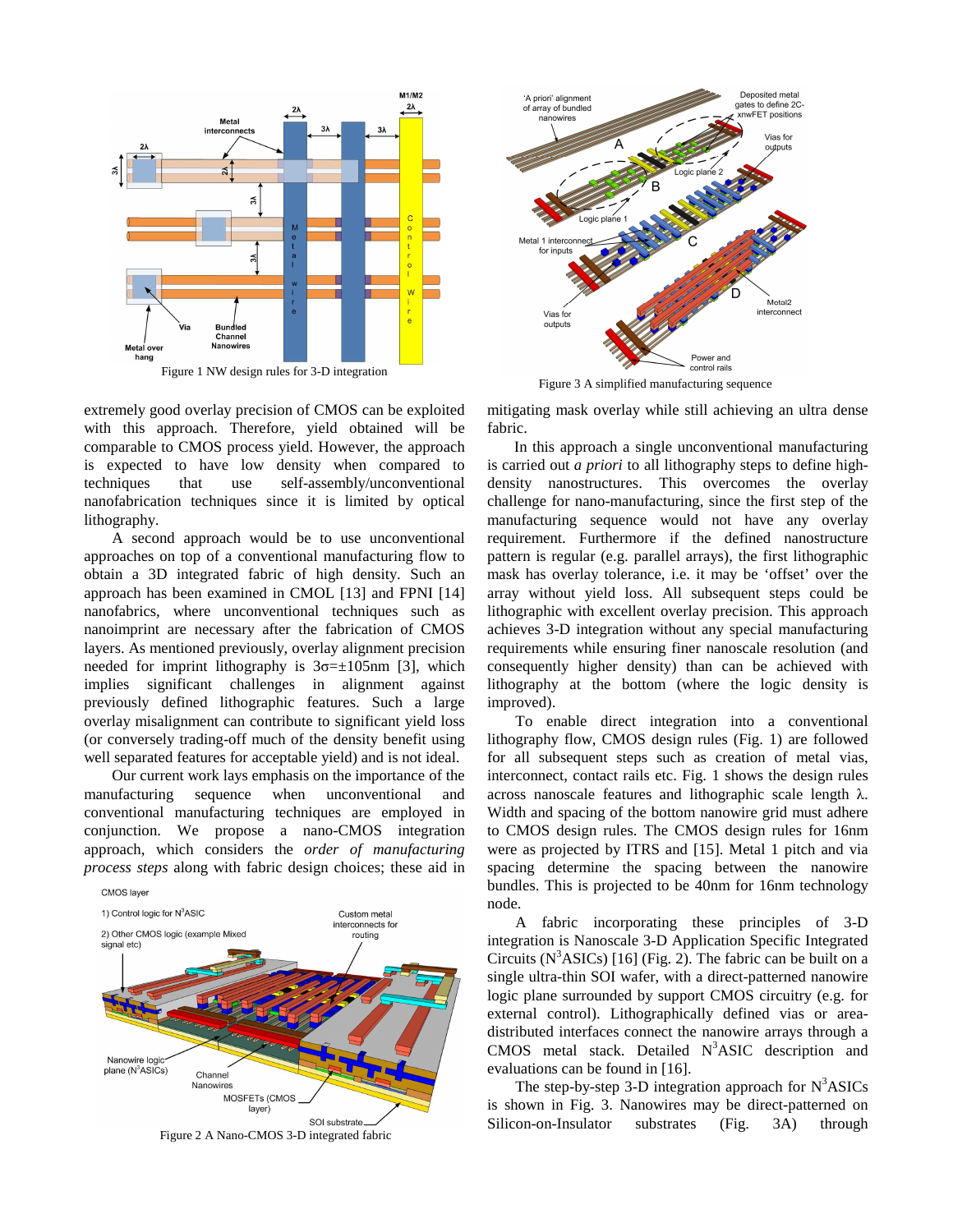Figure 1 NW design rules for 3-D integration

Figure 3 A simplified manufacturing sequence

extremely good overlay precision of CMOS can be exploited with this approach. Therefore, yield obtained will be comparable to CMOS process yield. However, the approach is expected to have low density when compared to techniques that use self-assembly/unconventional nanofabrication techniques since it is limited by optical lithography.

A second approach would be to use unconventional approaches on top of a conventional manufacturing flow to obtain a 3D integrated fabric of high density. Such an approach has been examined in CMOL [13] and FPNI [14] nanofabrics, where unconventional techniques such as nanoimprint are necessary after the fabrication of CMOS layers. As mentioned previously, overlay alignment precision needed for imprint lithography is $3\sigma=\pm105$nm [3], which implies significant challenges in alignment against previously defined lithographic features. Such a large overlay misalignment can contribute to significant yield loss (or conversely trading-off much of the density benefit using well separated features for acceptable yield) and is not ideal.

Our current work lays emphasis on the importance of the manufacturing sequence when unconventional and conventional manufacturing techniques are employed in conjunction. We propose a nano-CMOS integration approach, which considers the *order of manufacturing process steps* along with fabric design choices; these aid in mitigating mask overlay while still achieving an ultra dense fabric.

Figure 2 A Nano-CMOS 3-D integrated fabric

In this approach a single unconventional manufacturing is carried out *a priori* to all lithography steps to define high-density nanostructures. This overcomes the overlay challenge for nano-manufacturing, since the first step of the manufacturing sequence would not have any overlay requirement. Furthermore if the defined nanostructure pattern is regular (e.g. parallel arrays), the first lithographic mask has overlay tolerance, i.e. it may be 'offset' over the array without yield loss. All subsequent steps could be lithographic with excellent overlay precision. This approach achieves 3-D integration without any special manufacturing requirements while ensuring finer nanoscale resolution (and consequently higher density) than can be achieved with lithography at the bottom (where the logic density is improved).

To enable direct integration into a conventional lithography flow, CMOS design rules (Fig. 1) are followed for all subsequent steps such as creation of metal vias, interconnect, contact rails etc. Fig. 1 shows the design rules across nanoscale features and lithographic scale length λ. Width and spacing of the bottom nanowire grid must adhere to CMOS design rules. The CMOS design rules for 16nm were as projected by ITRS and [15]. Metal 1 pitch and via spacing determine the spacing between the nanowire bundles. This is projected to be 40nm for 16nm technology node.

A fabric incorporating these principles of 3-D integration is Nanoscale 3-D Application Specific Integrated Circuits ($N^3$ASICs) [16] (Fig. 2). The fabric can be built on a single ultra-thin SOI wafer, with a direct-patterned nanowire logic plane surrounded by support CMOS circuitry (e.g. for external control). Lithographically defined vias or area-distributed interfaces connect the nanowire arrays through a CMOS metal stack. Detailed $N^3$ASIC description and evaluations can be found in [16].

The step-by-step 3-D integration approach for $N^3$ASICs is shown in Fig. 3. Nanowires may be direct-patterned on Silicon-on-Insulator substrates (Fig. 3A) through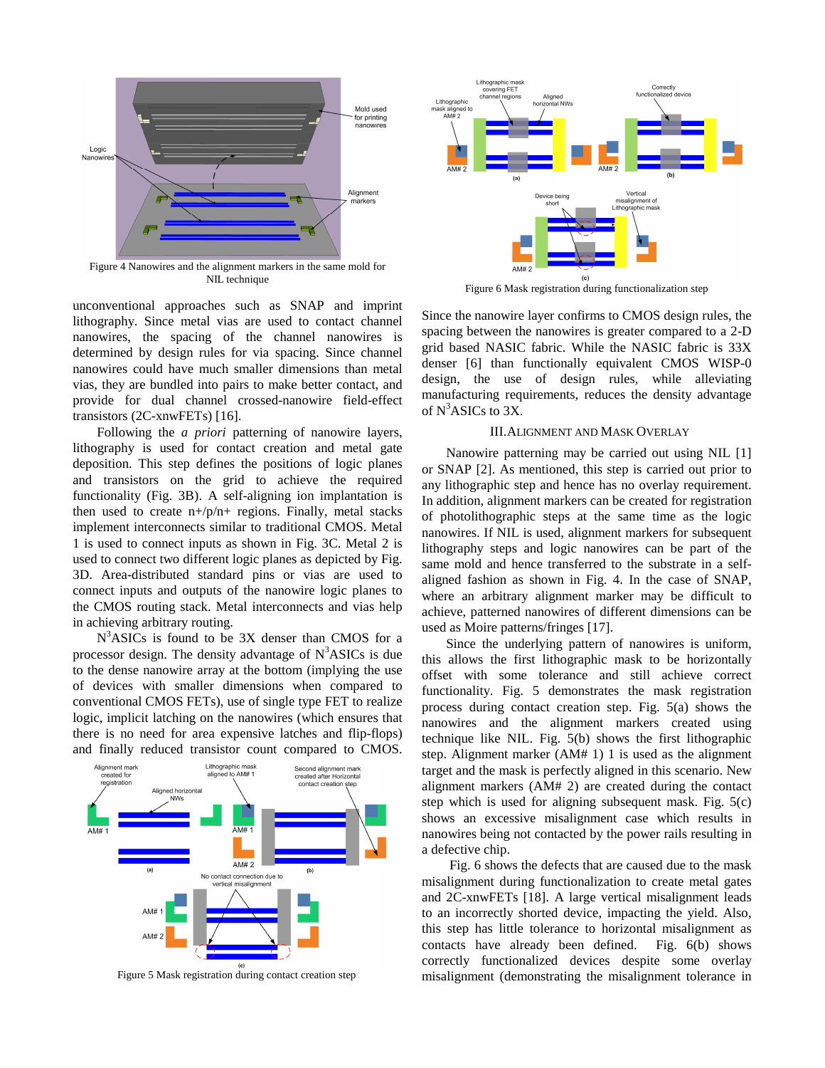Figure 4 Nanowires and the alignment markers in the same mold for NIL technique

unconventional approaches such as SNAP and imprint lithography. Since metal vias are used to contact channel nanowires, the spacing of the channel nanowires is determined by design rules for via spacing. Since channel nanowires could have much smaller dimensions than metal vias, they are bundled into pairs to make better contact, and provide for dual channel crossed-nanowire field-effect transistors (2C-xnwFETs) [16].

Following the *a priori* patterning of nanowire layers, lithography is used for contact creation and metal gate deposition. This step defines the positions of logic planes and transistors on the grid to achieve the required functionality (Fig. 3B). A self-aligning ion implantation is then used to create n+/p/n+ regions. Finally, metal stacks implement interconnects similar to traditional CMOS. Metal 1 is used to connect inputs as shown in Fig. 3C. Metal 2 is used to connect two different logic planes as depicted by Fig. 3D. Area-distributed standard pins or vias are used to connect inputs and outputs of the nanowire logic planes to the CMOS routing stack. Metal interconnects and vias help in achieving arbitrary routing.

$N^3$ASICs is found to be 3X denser than CMOS for a processor design. The density advantage of $N^3$ASICs is due to the dense nanowire array at the bottom (implying the use of devices with smaller dimensions when compared to conventional CMOS FETs), use of single type FET to realize logic, implicit latching on the nanowires (which ensures that there is no need for area expensive latches and flip-flops) and finally reduced transistor count compared to CMOS.

Figure 5 Mask registration during contact creation step

Figure 6 Mask registration during functionalization step

Since the nanowire layer confirms to CMOS design rules, the spacing between the nanowires is greater compared to a 2-D grid based NASIC fabric. While the NASIC fabric is 33X denser [6] than functionally equivalent CMOS WISP-0 design, the use of design rules, while alleviating manufacturing requirements, reduces the density advantage of $N^3$ASICs to 3X.

## III. Alignment and Mask Overlay

Nanowire patterning may be carried out using NIL [1] or SNAP [2]. As mentioned, this step is carried out prior to any lithographic step and hence has no overlay requirement. In addition, alignment markers can be created for registration of photolithographic steps at the same time as the logic nanowires. If NIL is used, alignment markers for subsequent lithography steps and logic nanowires can be part of the same mold and hence transferred to the substrate in a self-aligned fashion as shown in Fig. 4. In the case of SNAP, where an arbitrary alignment marker may be difficult to achieve, patterned nanowires of different dimensions can be used as Moire patterns/fringes [17].

Since the underlying patterning of nanowires is uniform, this allows the first lithographic mask to be horizontally offset with some tolerance and still achieve correct functionality. Fig. 5 demonstrates the mask registration process during contact creation step. Fig. 5(a) shows the nanowires and the alignment markers created using technique like NIL. Fig. 5(b) shows the first lithographic step. Alignment marker (AM# 1) is used as the alignment target and the mask is perfectly aligned in this scenario. New alignment markers (AM# 2) are created during the contact step which is used for aligning subsequent mask. Fig. 5(c) shows an excessive misalignment case which results in nanowires being not contacted by the power rails resulting in a defective chip.

Fig. 6 shows the defects that are caused due to the mask misalignment during functionalization to create metal gates and 2C-xnwFETs [18]. A large vertical misalignment leads to an incorrectly shorted device, impacting the yield. Also, this step has little tolerance to horizontal misalignment as contacts have already been defined. Fig. 6(b) shows correctly functionalized devices despite some overlay misalignment (demonstrating the misalignment tolerance in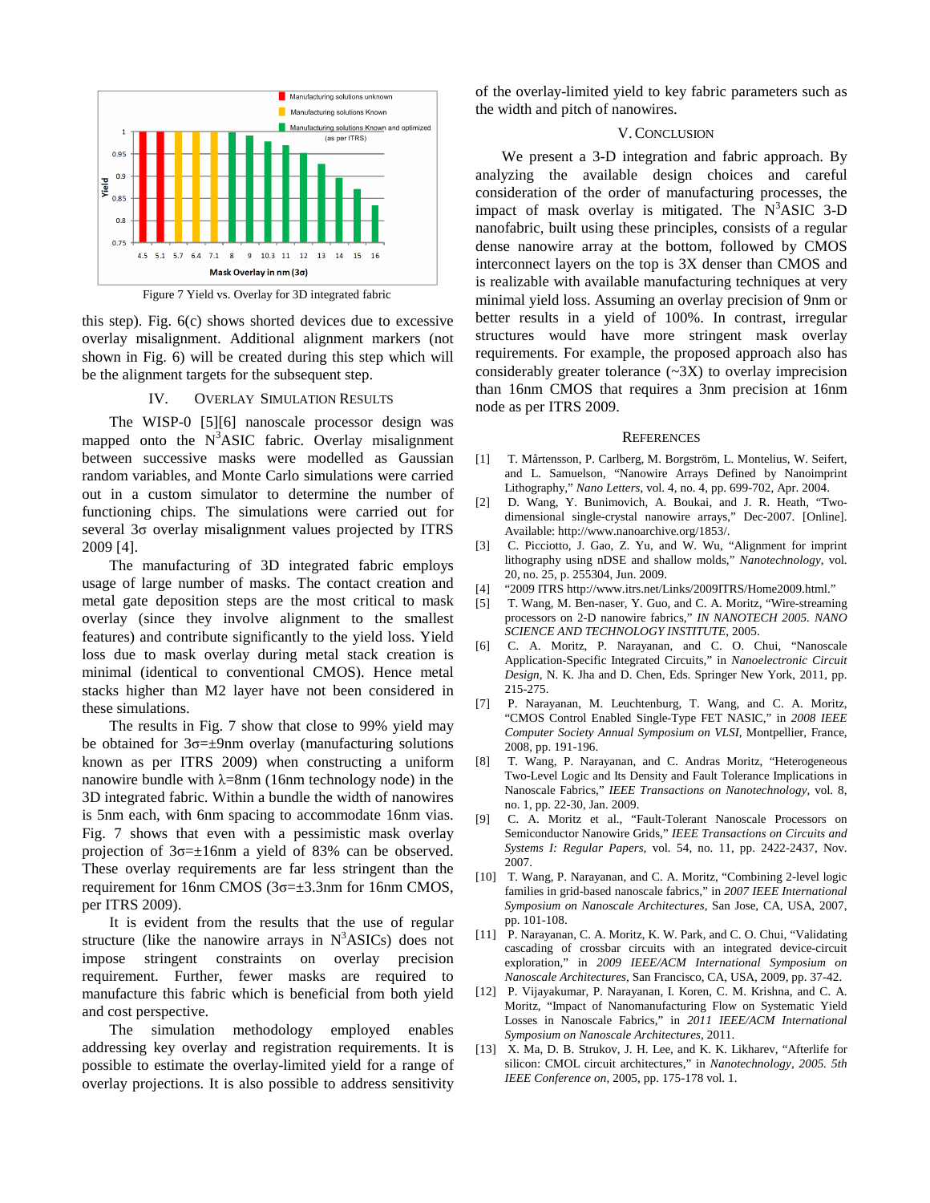Figure 7 Yield vs. Overlay for 3D integrated fabric

this step). Fig. 6(c) shows shorted devices due to excessive overlay misalignment. Additional alignment markers (not shown in Fig. 6) will be created during this step which will be the alignment targets for the subsequent step.

## IV. Overlay Simulation Results

The WISP-0 [5][6] nanoscale processor design was mapped onto the $N^3$ASIC fabric. Overlay misalignment between successive masks were modelled as Gaussian random variables, and Monte Carlo simulations were carried out in a custom simulator to determine the number of functioning chips. The simulations were carried out for several $3\sigma$ overlay misalignment values projected by ITRS 2009 [4].

The manufacturing of 3D integrated fabric employs usage of large number of masks. The contact creation and metal gate deposition steps are the most critical to mask overlay (since they involve alignment to the smallest features) and contribute significantly to the yield loss. Yield loss due to mask overlay during metal stack creation is minimal (identical to conventional CMOS). Hence metal stacks higher than M2 layer have not been considered in these simulations.

The results in Fig. 7 show that close to 99% yield may be obtained for $3\sigma=\pm 9$nm overlay (manufacturing solutions known as per ITRS 2009) when constructing a uniform nanowire bundle with $\lambda=8$nm (16nm technology node) in the 3D integrated fabric. Within a bundle the width of nanowires is 5nm each, with 6nm spacing to accommodate 16nm vias. Fig. 7 shows that even with a pessimistic mask overlay projection of $3\sigma=\pm 16$nm a yield of 83% can be observed. These overlay requirements are far less stringent than the requirement for 16nm CMOS ($3\sigma=\pm 3.3$nm for 16nm CMOS, per ITRS 2009).

It is evident from the results that the use of regular structure (like the nanowire arrays in $N^3$ASICs) does not impose stringent constraints on overlay precision requirement. Further, fewer masks are required to manufacture this fabric which is beneficial from both yield and cost perspective.

The simulation methodology employed enables addressing key overlay and registration requirements. It is possible to estimate the overlay-limited yield for a range of overlay projections. It is also possible to address sensitivity of the overlay-limited yield to key fabric parameters such as the width and pitch of nanowires.

## V. Conclusion

We present a 3-D integration and fabric approach. By analyzing the available design choices and careful consideration of the order of manufacturing processes, the impact of mask overlay is mitigated. The $N^3$ASIC 3-D nanofabric, built using these principles, consists of a regular dense nanowire array at the bottom, followed by CMOS interconnect layers on the top is 3X denser than CMOS and is realizable with available manufacturing techniques at very minimal yield loss. Assuming an overlay precision of 9nm or better results in a yield of 100%. In contrast, irregular structures would have more stringent mask overlay requirements. For example, the proposed approach also has considerably greater tolerance (~3X) to overlay imprecision than 16nm CMOS that requires a 3nm precision at 16nm node as per ITRS 2009.

## References

[1] T. Mårtensson, P. Carlberg, M. Borgström, L. Montelius, W. Seifert, and L. Samuelson, "Nanowire Arrays Defined by Nanoimprint Lithography," *Nano Letters*, vol. 4, no. 4, pp. 699-702, Apr. 2004.

[2] D. Wang, Y. Bunimovich, A. Boukai, and J. R. Heath, "Two-dimensional single-crystal nanowire arrays," Dec-2007. [Online]. Available: http://www.nanoarchive.org/1853/.

[3] C. Picciotto, J. Gao, Z. Yu, and W. Wu, "Alignment for imprint lithography using nDSE and shallow molds," *Nanotechnology*, vol. 20, no. 25, p. 255304, Jun. 2009.

[4] "2009 ITRS http://www.itrs.net/Links/2009ITRS/Home2009.html."

[5] T. Wang, M. Ben-naser, Y. Guo, and C. A. Moritz, "Wire-streaming processors on 2-D nanowire fabrics," *IN NANOTECH 2005. NANO SCIENCE AND TECHNOLOGY INSTITUTE*, 2005.

[6] C. A. Moritz, P. Narayanan, and C. O. Chui, "Nanoscale Application-Specific Integrated Circuits," in *Nanoelectronic Circuit Design*, N. K. Jha and D. Chen, Eds. Springer New York, 2011, pp. 215-275.

[7] P. Narayanan, M. Leuchtenburg, T. Wang, and C. A. Moritz, "CMOS Control Enabled Single-Type FET NASIC," in *2008 IEEE Computer Society Annual Symposium on VLSI*, Montpellier, France, 2008, pp. 191-196.

[8] T. Wang, P. Narayanan, and C. Andras Moritz, "Heterogeneous Two-Level Logic and Its Density and Fault Tolerance Implications in Nanoscale Fabrics," *IEEE Transactions on Nanotechnology*, vol. 8, no. 1, pp. 22-30, Jan. 2009.

[9] C. A. Moritz et al., "Fault-Tolerant Nanoscale Processors on Semiconductor Nanowire Grids," *IEEE Transactions on Circuits and Systems I: Regular Papers*, vol. 54, no. 11, pp. 2422-2437, Nov. 2007.

[10] T. Wang, P. Narayanan, and C. A. Moritz, "Combining 2-level logic families in grid-based nanoscale fabrics," in *2007 IEEE International Symposium on Nanoscale Architectures*, San Jose, CA, USA, 2007, pp. 101-108.

[11] P. Narayanan, C. A. Moritz, K. W. Park, and C. O. Chui, "Validating cascading of crossbar circuits with an integrated device-circuit exploration," in *2009 IEEE/ACM International Symposium on Nanoscale Architectures*, San Francisco, CA, USA, 2009, pp. 37-42.

[12] P. Vijayakumar, P. Narayanan, I. Koren, C. M. Krishna, and C. A. Moritz, "Impact of Nanomanufacturing Flow on Systematic Yield Losses in Nanoscale Fabrics," in *2011 IEEE/ACM International Symposium on Nanoscale Architectures*, 2011.

[13] X. Ma, D. B. Strukov, J. H. Lee, and K. K. Likharev, "Afterlife for silicon: CMOL circuit architectures," in *Nanotechnology, 2005. 5th IEEE Conference on*, 2005, pp. 175-178 vol. 1.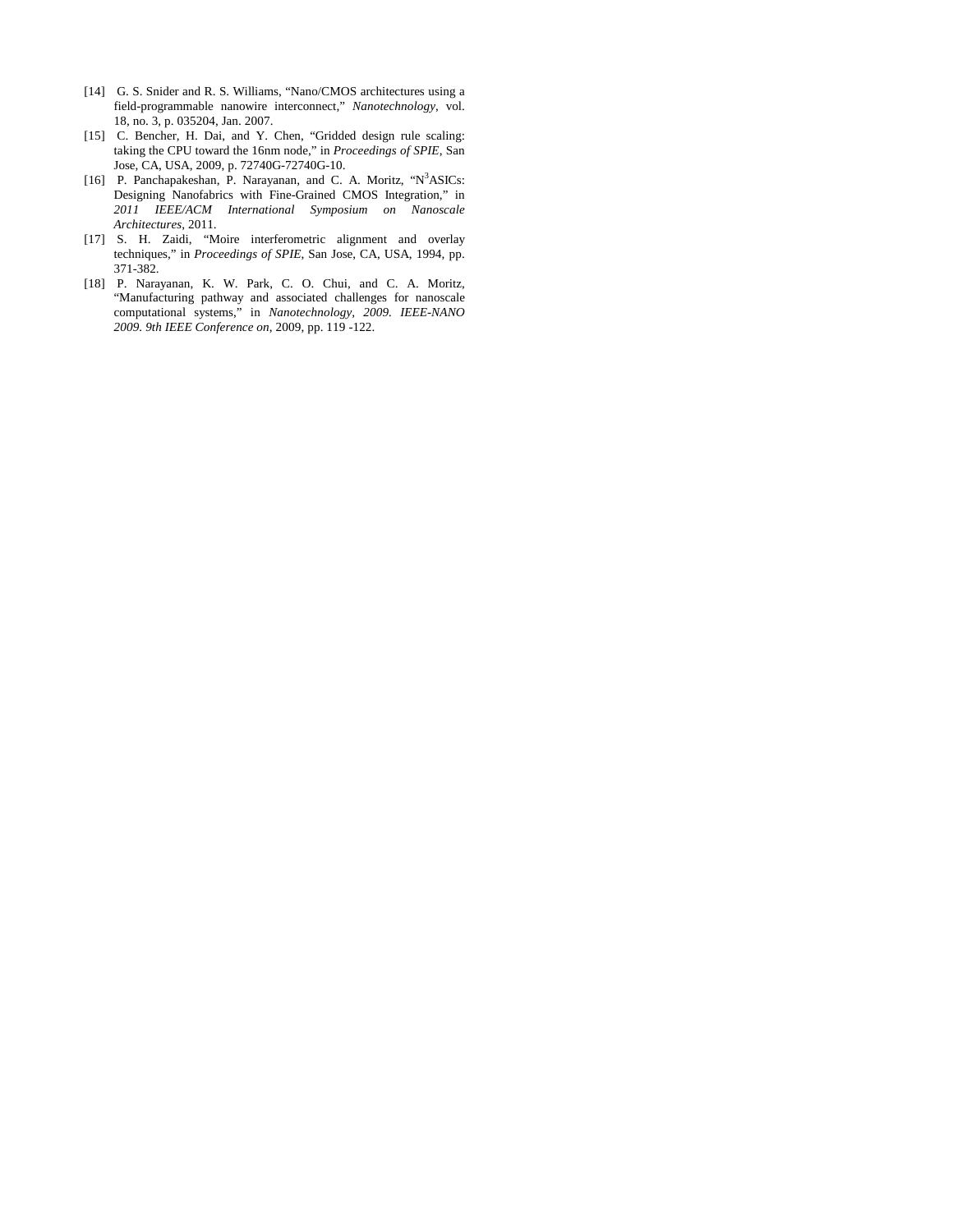[14] G. S. Snider and R. S. Williams, "Nano/CMOS architectures using a field-programmable nanowire interconnect," *Nanotechnology*, vol. 18, no. 3, p. 035204, Jan. 2007.

[15] C. Bencher, H. Dai, and Y. Chen, "Gridded design rule scaling: taking the CPU toward the 16nm node," in *Proceedings of SPIE*, San Jose, CA, USA, 2009, p. 72740G-72740G-10.

[16] P. Panchapakeshan, P. Narayanan, and C. A. Moritz, "$N^3$ASICs: Designing Nanofabrics with Fine-Grained CMOS Integration," in *2011 IEEE/ACM International Symposium on Nanoscale Architectures*, 2011.

[17] S. H. Zaidi, "Moire interferometric alignment and overlay techniques," in *Proceedings of SPIE*, San Jose, CA, USA, 1994, pp. 371-382.

[18] P. Narayanan, K. W. Park, C. O. Chui, and C. A. Moritz, "Manufacturing pathway and associated challenges for nanoscale computational systems," in *Nanotechnology, 2009. IEEE-NANO 2009. 9th IEEE Conference on*, 2009, pp. 119 -122.